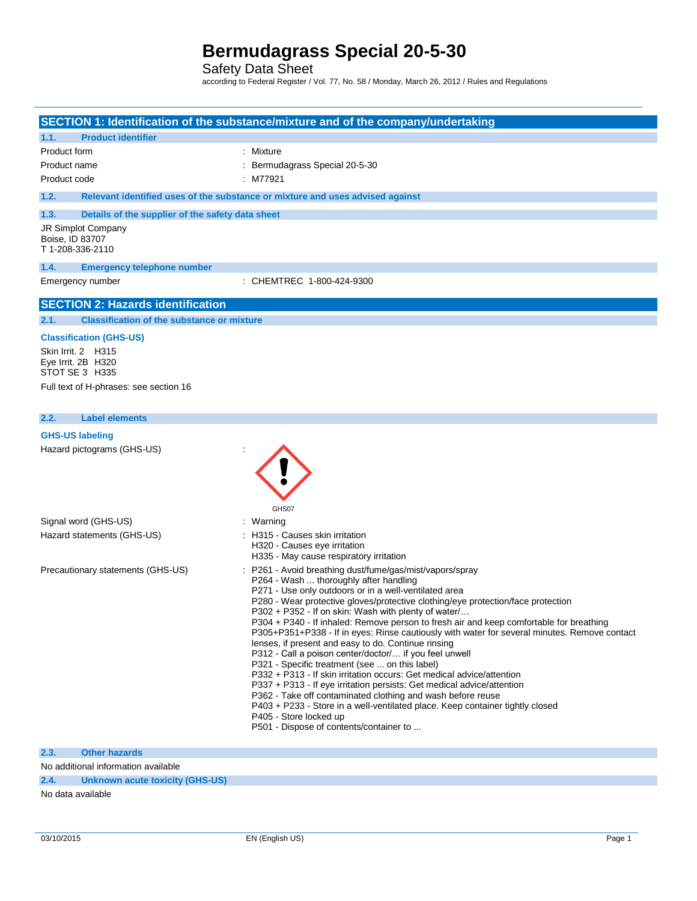# Bermudagrass Special 20-5-30

Safety Data Sheet

according to Federal Register / Vol. 77, No. 58 / Monday, March 26, 2012 / Rules and Regulations

## SECTION 1: Identification of the substance/mixture and of the company/undertaking

### 1.1. Product identifier

| | |
|---|---|
| Product form | : Mixture |
| Product name | : Bermudagrass Special 20-5-30 |
| Product code | : M77921 |

### 1.2. Relevant identified uses of the substance or mixture and uses advised against

### 1.3. Details of the supplier of the safety data sheet

JR Simplot Company
Boise, ID 83707
T 1-208-336-2110

### 1.4. Emergency telephone number

| | |
|---|---|
| Emergency number | : CHEMTREC 1-800-424-9300 |

## SECTION 2: Hazards identification

### 2.1. Classification of the substance or mixture

**Classification (GHS-US)**

Skin Irrit. 2 H315
Eye Irrit. 2B H320
STOT SE 3 H335

Full text of H-phrases: see section 16

### 2.2. Label elements

**GHS-US labeling**

Hazard pictograms (GHS-US) :

GHS07

Signal word (GHS-US) : Warning

Hazard statements (GHS-US) :
- H315 - Causes skin irritation
- H320 - Causes eye irritation
- H335 - May cause respiratory irritation

Precautionary statements (GHS-US) :
- P261 - Avoid breathing dust/fume/gas/mist/vapors/spray
- P264 - Wash ... thoroughly after handling
- P271 - Use only outdoors or in a well-ventilated area
- P280 - Wear protective gloves/protective clothing/eye protection/face protection
- P302 + P352 - If on skin: Wash with plenty of water/…
- P304 + P340 - If inhaled: Remove person to fresh air and keep comfortable for breathing
- P305+P351+P338 - If in eyes: Rinse cautiously with water for several minutes. Remove contact lenses, if present and easy to do. Continue rinsing
- P312 - Call a poison center/doctor/… if you feel unwell
- P321 - Specific treatment (see ... on this label)
- P332 + P313 - If skin irritation occurs: Get medical advice/attention
- P337 + P313 - If eye irritation persists: Get medical advice/attention
- P362 - Take off contaminated clothing and wash before reuse
- P403 + P233 - Store in a well-ventilated place. Keep container tightly closed
- P405 - Store locked up
- P501 - Dispose of contents/container to ...

### 2.3. Other hazards

No additional information available

### 2.4. Unknown acute toxicity (GHS-US)

No data available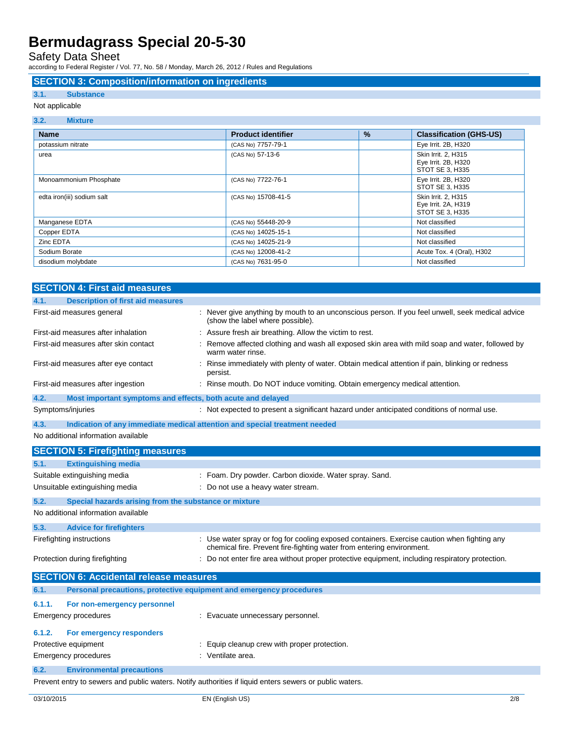## SECTION 3: Composition/information on ingredients

### 3.1. Substance

Not applicable

### 3.2. Mixture

| Name | Product identifier | % | Classification (GHS-US) |
|---|---|---|---|
| potassium nitrate | (CAS No) 7757-79-1 | | Eye Irrit. 2B, H320 |
| urea | (CAS No) 57-13-6 | | Skin Irrit. 2, H315<br>Eye Irrit. 2B, H320<br>STOT SE 3, H335 |
| Monoammonium Phosphate | (CAS No) 7722-76-1 | | Eye Irrit. 2B, H320<br>STOT SE 3, H335 |
| edta iron(iii) sodium salt | (CAS No) 15708-41-5 | | Skin Irrit. 2, H315<br>Eye Irrit. 2A, H319<br>STOT SE 3, H335 |
| Manganese EDTA | (CAS No) 55448-20-9 | | Not classified |
| Copper EDTA | (CAS No) 14025-15-1 | | Not classified |
| Zinc EDTA | (CAS No) 14025-21-9 | | Not classified |
| Sodium Borate | (CAS No) 12008-41-2 | | Acute Tox. 4 (Oral), H302 |
| disodium molybdate | (CAS No) 7631-95-0 | | Not classified |

## SECTION 4: First aid measures

### 4.1. Description of first aid measures

First-aid measures general : Never give anything by mouth to an unconscious person. If you feel unwell, seek medical advice (show the label where possible).

First-aid measures after inhalation : Assure fresh air breathing. Allow the victim to rest.

First-aid measures after skin contact : Remove affected clothing and wash all exposed skin area with mild soap and water, followed by warm water rinse.

First-aid measures after eye contact : Rinse immediately with plenty of water. Obtain medical attention if pain, blinking or redness persist.

First-aid measures after ingestion : Rinse mouth. Do NOT induce vomiting. Obtain emergency medical attention.

### 4.2. Most important symptoms and effects, both acute and delayed

Symptoms/injuries : Not expected to present a significant hazard under anticipated conditions of normal use.

### 4.3. Indication of any immediate medical attention and special treatment needed

No additional information available

## SECTION 5: Firefighting measures

### 5.1. Extinguishing media

Suitable extinguishing media : Foam. Dry powder. Carbon dioxide. Water spray. Sand.

Unsuitable extinguishing media : Do not use a heavy water stream.

### 5.2. Special hazards arising from the substance or mixture

No additional information available

### 5.3. Advice for firefighters

Firefighting instructions : Use water spray or fog for cooling exposed containers. Exercise caution when fighting any chemical fire. Prevent fire-fighting water from entering environment.

Protection during firefighting : Do not enter fire area without proper protective equipment, including respiratory protection.

## SECTION 6: Accidental release measures

### 6.1. Personal precautions, protective equipment and emergency procedures

#### 6.1.1. For non-emergency personnel

Emergency procedures : Evacuate unnecessary personnel.

#### 6.1.2. For emergency responders

Protective equipment : Equip cleanup crew with proper protection.

Emergency procedures : Ventilate area.

### 6.2. Environmental precautions

Prevent entry to sewers and public waters. Notify authorities if liquid enters sewers or public waters.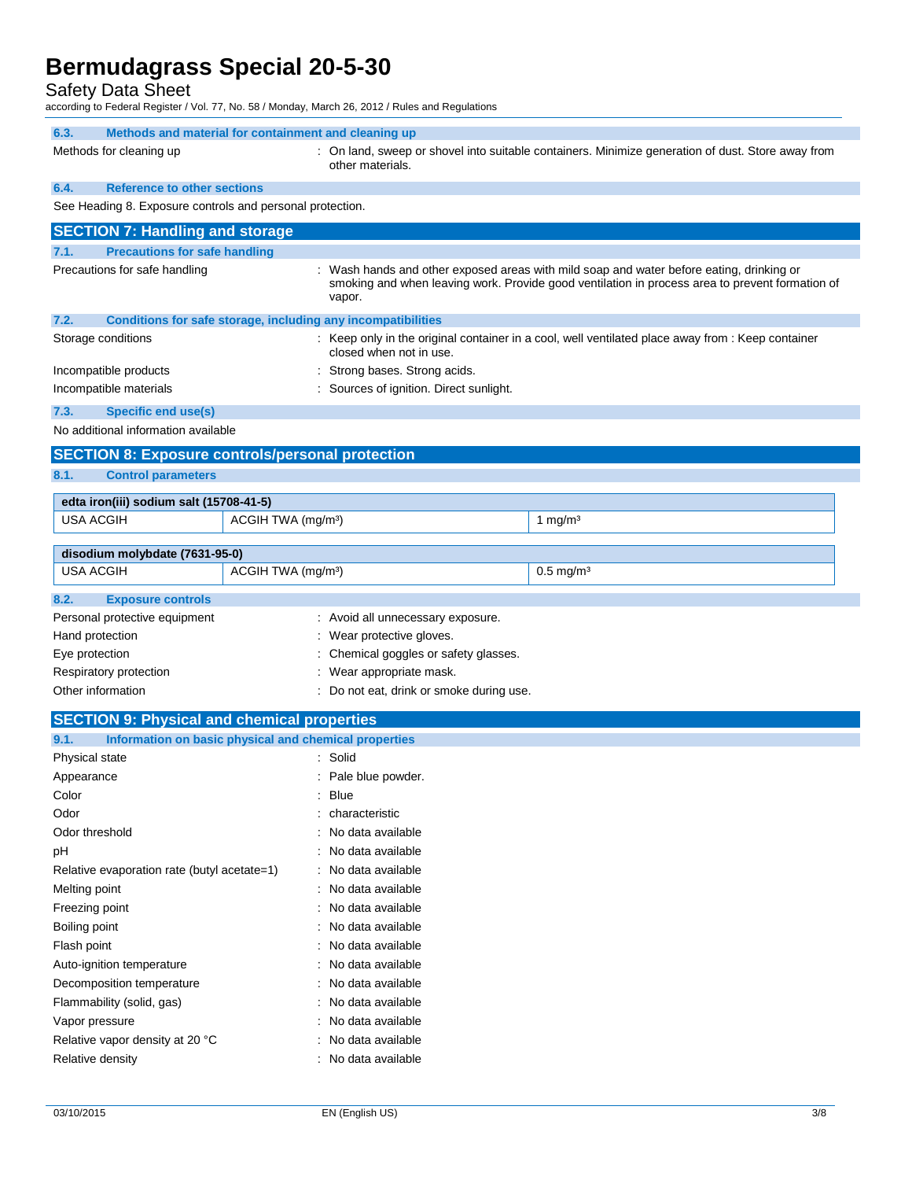### 6.3. Methods and material for containment and cleaning up

Methods for cleaning up : On land, sweep or shovel into suitable containers. Minimize generation of dust. Store away from other materials.

### 6.4. Reference to other sections

See Heading 8. Exposure controls and personal protection.

## SECTION 7: Handling and storage

### 7.1. Precautions for safe handling

Precautions for safe handling : Wash hands and other exposed areas with mild soap and water before eating, drinking or smoking and when leaving work. Provide good ventilation in process area to prevent formation of vapor.

### 7.2. Conditions for safe storage, including any incompatibilities

Storage conditions : Keep only in the original container in a cool, well ventilated place away from : Keep container closed when not in use.

Incompatible products : Strong bases. Strong acids.

Incompatible materials : Sources of ignition. Direct sunlight.

### 7.3. Specific end use(s)

No additional information available

## SECTION 8: Exposure controls/personal protection

### 8.1. Control parameters

| edta iron(iii) sodium salt (15708-41-5) | | |
|---|---|---|
| USA ACGIH | ACGIH TWA (mg/m³) | 1 mg/m³ |

| disodium molybdate (7631-95-0) | | |
|---|---|---|
| USA ACGIH | ACGIH TWA (mg/m³) | 0.5 mg/m³ |

### 8.2. Exposure controls

Personal protective equipment : Avoid all unnecessary exposure.

Hand protection : Wear protective gloves.

Eye protection : Chemical goggles or safety glasses.

Respiratory protection : Wear appropriate mask.

Other information : Do not eat, drink or smoke during use.

## SECTION 9: Physical and chemical properties

### 9.1. Information on basic physical and chemical properties

Physical state : Solid

Appearance : Pale blue powder.

Color : Blue

Odor : characteristic

Odor threshold : No data available

pH : No data available

Relative evaporation rate (butyl acetate=1) : No data available

Melting point : No data available

Freezing point : No data available

Boiling point : No data available

Flash point : No data available

Auto-ignition temperature : No data available

Decomposition temperature : No data available

Flammability (solid, gas) : No data available

Vapor pressure : No data available

Relative vapor density at 20 °C : No data available

Relative density : No data available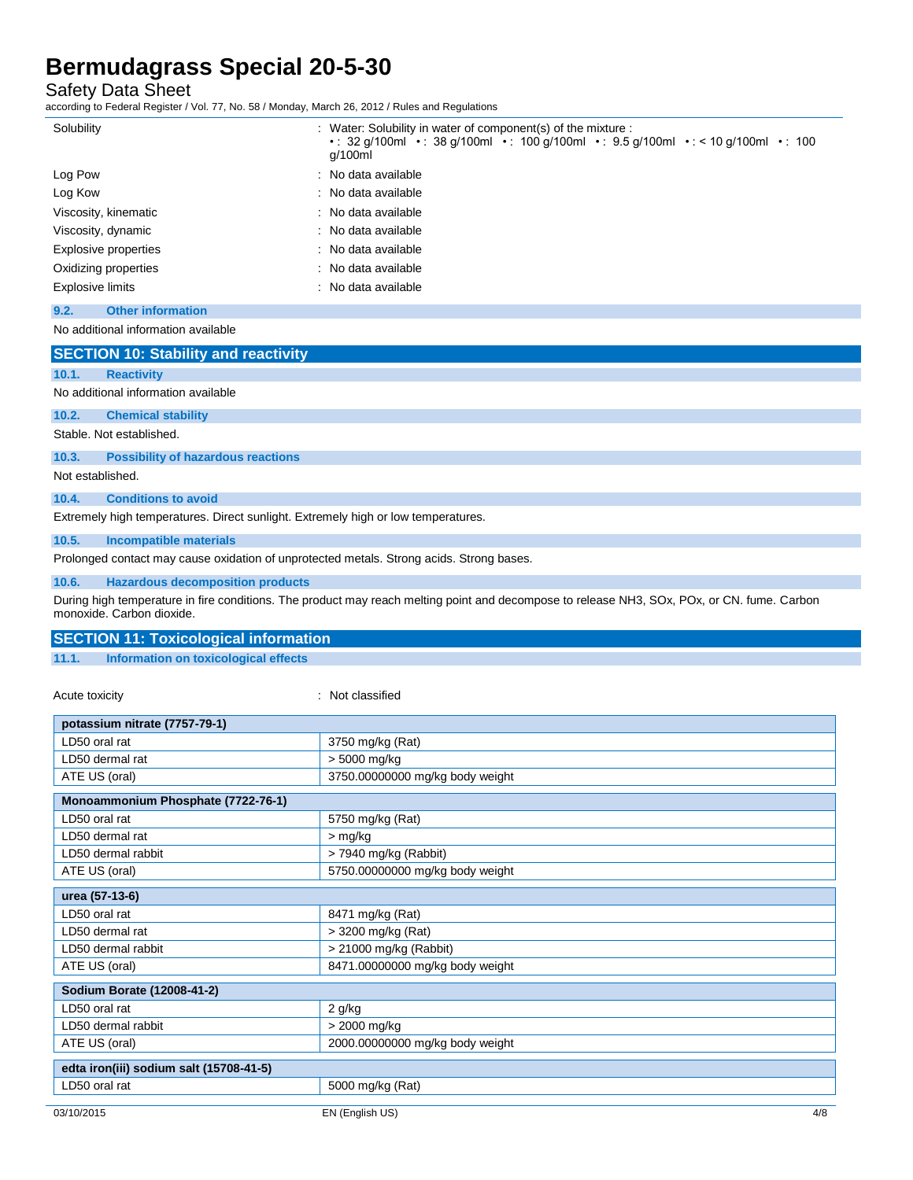| | |
|---|---|
| Solubility | : Water: Solubility in water of component(s) of the mixture : • : 32 g/100ml • : 38 g/100ml • : 100 g/100ml • : 9.5 g/100ml • : < 10 g/100ml • : 100 g/100ml |
| Log Pow | : No data available |
| Log Kow | : No data available |
| Viscosity, kinematic | : No data available |
| Viscosity, dynamic | : No data available |
| Explosive properties | : No data available |
| Oxidizing properties | : No data available |
| Explosive limits | : No data available |

### 9.2. Other information

No additional information available

## SECTION 10: Stability and reactivity

### 10.1. Reactivity

No additional information available

### 10.2. Chemical stability

Stable. Not established.

### 10.3. Possibility of hazardous reactions

Not established.

### 10.4. Conditions to avoid

Extremely high temperatures. Direct sunlight. Extremely high or low temperatures.

### 10.5. Incompatible materials

Prolonged contact may cause oxidation of unprotected metals. Strong acids. Strong bases.

### 10.6. Hazardous decomposition products

During high temperature in fire conditions. The product may reach melting point and decompose to release $NH_3$, SOx, POx, or CN. fume. Carbon monoxide. Carbon dioxide.

## SECTION 11: Toxicological information

### 11.1. Information on toxicological effects

Acute toxicity : Not classified

| potassium nitrate (7757-79-1) | |
|---|---|
| LD50 oral rat | 3750 mg/kg (Rat) |
| LD50 dermal rat | > 5000 mg/kg |
| ATE US (oral) | 3750.00000000 mg/kg body weight |

| Monoammonium Phosphate (7722-76-1) | |
|---|---|
| LD50 oral rat | 5750 mg/kg (Rat) |
| LD50 dermal rat | > mg/kg |
| LD50 dermal rabbit | > 7940 mg/kg (Rabbit) |
| ATE US (oral) | 5750.00000000 mg/kg body weight |

| urea (57-13-6) | |
|---|---|
| LD50 oral rat | 8471 mg/kg (Rat) |
| LD50 dermal rat | > 3200 mg/kg (Rat) |
| LD50 dermal rabbit | > 21000 mg/kg (Rabbit) |
| ATE US (oral) | 8471.00000000 mg/kg body weight |

| Sodium Borate (12008-41-2) | |
|---|---|
| LD50 oral rat | 2 g/kg |
| LD50 dermal rabbit | > 2000 mg/kg |
| ATE US (oral) | 2000.00000000 mg/kg body weight |

| edta iron(iii) sodium salt (15708-41-5) | |
|---|---|
| LD50 oral rat | 5000 mg/kg (Rat) |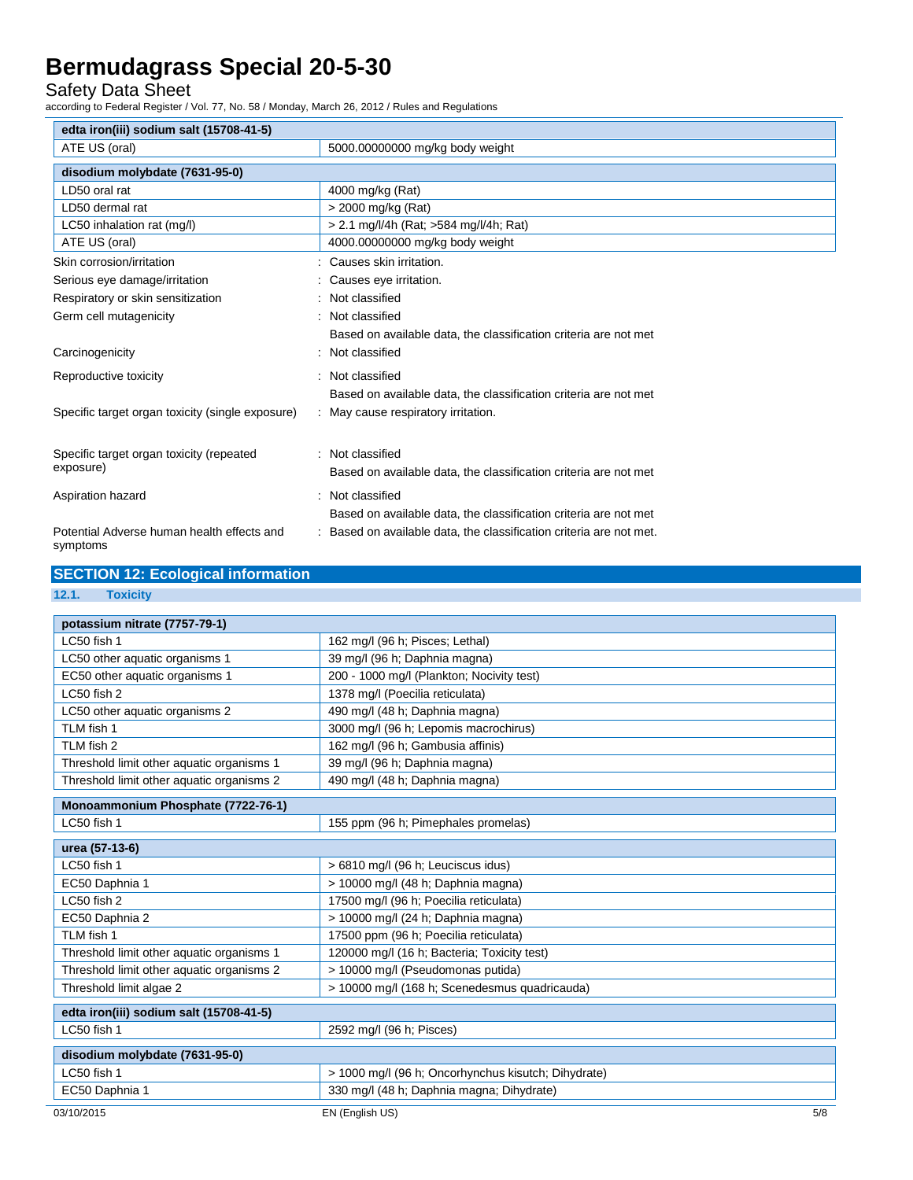| edta iron(iii) sodium salt (15708-41-5) | |
|---|---|
| ATE US (oral) | 5000.00000000 mg/kg body weight |

| disodium molybdate (7631-95-0) | |
|---|---|
| LD50 oral rat | 4000 mg/kg (Rat) |
| LD50 dermal rat | > 2000 mg/kg (Rat) |
| LC50 inhalation rat (mg/l) | > 2.1 mg/l/4h (Rat; >584 mg/l/4h; Rat) |
| ATE US (oral) | 4000.00000000 mg/kg body weight |

Skin corrosion/irritation : Causes skin irritation.

Serious eye damage/irritation : Causes eye irritation.

Respiratory or skin sensitization : Not classified

Germ cell mutagenicity : Not classified
Based on available data, the classification criteria are not met

Carcinogenicity : Not classified

Reproductive toxicity : Not classified
Based on available data, the classification criteria are not met

Specific target organ toxicity (single exposure) : May cause respiratory irritation.

Specific target organ toxicity (repeated exposure) : Not classified
Based on available data, the classification criteria are not met

Aspiration hazard : Not classified
Based on available data, the classification criteria are not met

Potential Adverse human health effects and symptoms : Based on available data, the classification criteria are not met.

## SECTION 12: Ecological information

### 12.1. Toxicity

| potassium nitrate (7757-79-1) | |
|---|---|
| LC50 fish 1 | 162 mg/l (96 h; Pisces; Lethal) |
| LC50 other aquatic organisms 1 | 39 mg/l (96 h; Daphnia magna) |
| EC50 other aquatic organisms 1 | 200 - 1000 mg/l (Plankton; Nocivity test) |
| LC50 fish 2 | 1378 mg/l (Poecilia reticulata) |
| LC50 other aquatic organisms 2 | 490 mg/l (48 h; Daphnia magna) |
| TLM fish 1 | 3000 mg/l (96 h; Lepomis macrochirus) |
| TLM fish 2 | 162 mg/l (96 h; Gambusia affinis) |
| Threshold limit other aquatic organisms 1 | 39 mg/l (96 h; Daphnia magna) |
| Threshold limit other aquatic organisms 2 | 490 mg/l (48 h; Daphnia magna) |

| Monoammonium Phosphate (7722-76-1) | |
|---|---|
| LC50 fish 1 | 155 ppm (96 h; Pimephales promelas) |

| urea (57-13-6) | |
|---|---|
| LC50 fish 1 | > 6810 mg/l (96 h; Leuciscus idus) |
| EC50 Daphnia 1 | > 10000 mg/l (48 h; Daphnia magna) |
| LC50 fish 2 | 17500 mg/l (96 h; Poecilia reticulata) |
| EC50 Daphnia 2 | > 10000 mg/l (24 h; Daphnia magna) |
| TLM fish 1 | 17500 ppm (96 h; Poecilia reticulata) |
| Threshold limit other aquatic organisms 1 | 120000 mg/l (16 h; Bacteria; Toxicity test) |
| Threshold limit other aquatic organisms 2 | > 10000 mg/l (Pseudomonas putida) |
| Threshold limit algae 2 | > 10000 mg/l (168 h; Scenedesmus quadricauda) |

| edta iron(iii) sodium salt (15708-41-5) | |
|---|---|
| LC50 fish 1 | 2592 mg/l (96 h; Pisces) |

| disodium molybdate (7631-95-0) | |
|---|---|
| LC50 fish 1 | > 1000 mg/l (96 h; Oncorhynchus kisutch; Dihydrate) |
| EC50 Daphnia 1 | 330 mg/l (48 h; Daphnia magna; Dihydrate) |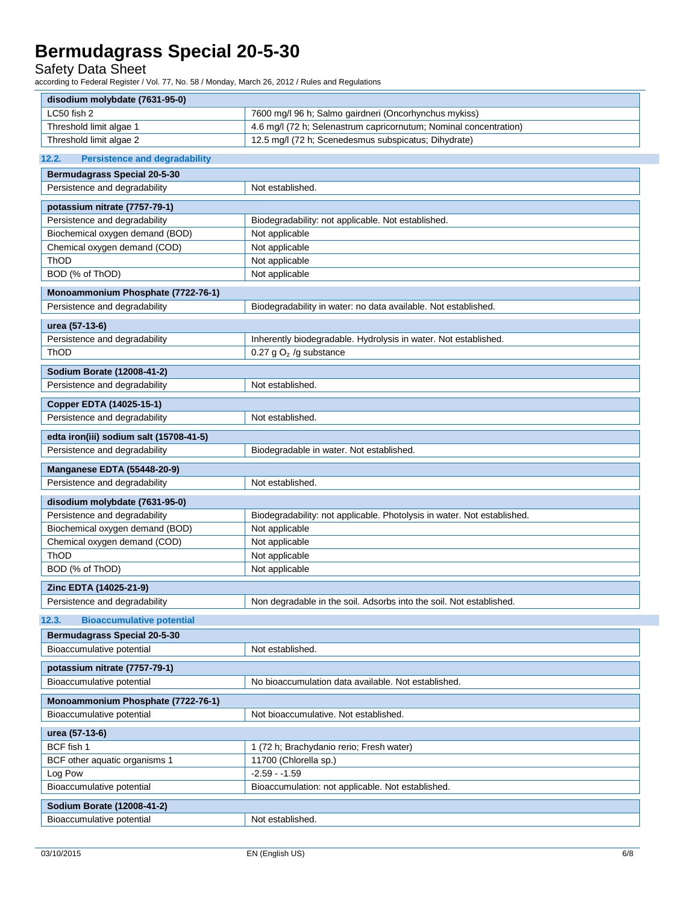| disodium molybdate (7631-95-0) | |
|---|---|
| LC50 fish 2 | 7600 mg/l 96 h; Salmo gairdneri (Oncorhynchus mykiss) |
| Threshold limit algae 1 | 4.6 mg/l (72 h; Selenastrum capricornutum; Nominal concentration) |
| Threshold limit algae 2 | 12.5 mg/l (72 h; Scenedesmus subspicatus; Dihydrate) |

### 12.2. Persistence and degradability

| Bermudagrass Special 20-5-30 | |
|---|---|
| Persistence and degradability | Not established. |

| potassium nitrate (7757-79-1) | |
|---|---|
| Persistence and degradability | Biodegradability: not applicable. Not established. |
| Biochemical oxygen demand (BOD) | Not applicable |
| Chemical oxygen demand (COD) | Not applicable |
| ThOD | Not applicable |
| BOD (% of ThOD) | Not applicable |

| Monoammonium Phosphate (7722-76-1) | |
|---|---|
| Persistence and degradability | Biodegradability in water: no data available. Not established. |

| urea (57-13-6) | |
|---|---|
| Persistence and degradability | Inherently biodegradable. Hydrolysis in water. Not established. |
| ThOD | 0.27 g $O_2$ /g substance |

| Sodium Borate (12008-41-2) | |
|---|---|
| Persistence and degradability | Not established. |

| Copper EDTA (14025-15-1) | |
|---|---|
| Persistence and degradability | Not established. |

| edta iron(iii) sodium salt (15708-41-5) | |
|---|---|
| Persistence and degradability | Biodegradable in water. Not established. |

| Manganese EDTA (55448-20-9) | |
|---|---|
| Persistence and degradability | Not established. |

| disodium molybdate (7631-95-0) | |
|---|---|
| Persistence and degradability | Biodegradability: not applicable. Photolysis in water. Not established. |
| Biochemical oxygen demand (BOD) | Not applicable |
| Chemical oxygen demand (COD) | Not applicable |
| ThOD | Not applicable |
| BOD (% of ThOD) | Not applicable |

| Zinc EDTA (14025-21-9) | |
|---|---|
| Persistence and degradability | Non degradable in the soil. Adsorbs into the soil. Not established. |

### 12.3. Bioaccumulative potential

| Bermudagrass Special 20-5-30 | |
|---|---|
| Bioaccumulative potential | Not established. |

| potassium nitrate (7757-79-1) | |
|---|---|
| Bioaccumulative potential | No bioaccumulation data available. Not established. |

| Monoammonium Phosphate (7722-76-1) | |
|---|---|
| Bioaccumulative potential | Not bioaccumulative. Not established. |

| urea (57-13-6) | |
|---|---|
| BCF fish 1 | 1 (72 h; Brachydanio rerio; Fresh water) |
| BCF other aquatic organisms 1 | 11700 (Chlorella sp.) |
| Log Pow | -2.59 - -1.59 |
| Bioaccumulative potential | Bioaccumulation: not applicable. Not established. |

| Sodium Borate (12008-41-2) | |
|---|---|
| Bioaccumulative potential | Not established. |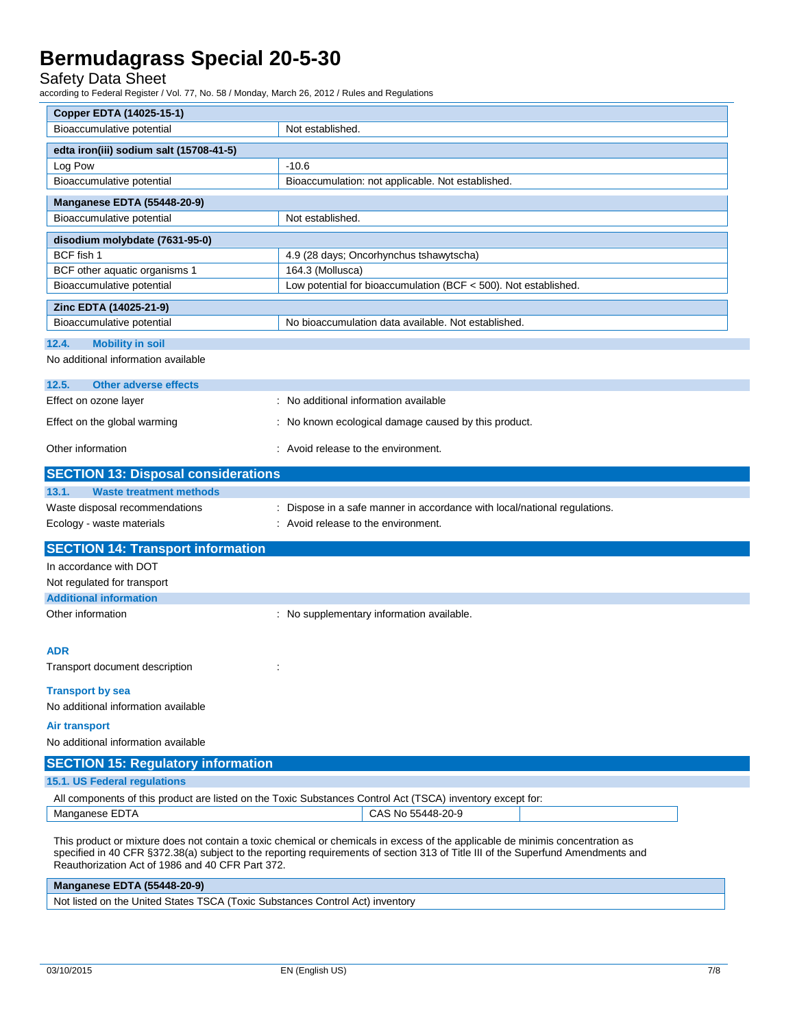| Copper EDTA (14025-15-1) | |
|---|---|
| Bioaccumulative potential | Not established. |

| edta iron(iii) sodium salt (15708-41-5) | |
|---|---|
| Log Pow | -10.6 |
| Bioaccumulative potential | Bioaccumulation: not applicable. Not established. |

| Manganese EDTA (55448-20-9) | |
|---|---|
| Bioaccumulative potential | Not established. |

| disodium molybdate (7631-95-0) | |
|---|---|
| BCF fish 1 | 4.9 (28 days; Oncorhynchus tshawytscha) |
| BCF other aquatic organisms 1 | 164.3 (Mollusca) |
| Bioaccumulative potential | Low potential for bioaccumulation (BCF < 500). Not established. |

| Zinc EDTA (14025-21-9) | |
|---|---|
| Bioaccumulative potential | No bioaccumulation data available. Not established. |

### 12.4. Mobility in soil

No additional information available

### 12.5. Other adverse effects

Effect on ozone layer : No additional information available

Effect on the global warming : No known ecological damage caused by this product.

Other information : Avoid release to the environment.

## SECTION 13: Disposal considerations

### 13.1. Waste treatment methods

Waste disposal recommendations : Dispose in a safe manner in accordance with local/national regulations.

Ecology - waste materials : Avoid release to the environment.

## SECTION 14: Transport information

In accordance with DOT

Not regulated for transport

### Additional information

Other information : No supplementary information available.

**ADR**

Transport document description :

**Transport by sea**

No additional information available

**Air transport**

No additional information available

## SECTION 15: Regulatory information

### 15.1. US Federal regulations

All components of this product are listed on the Toxic Substances Control Act (TSCA) inventory except for:

| Manganese EDTA | CAS No 55448-20-9 | |
|---|---|---|

This product or mixture does not contain a toxic chemical or chemicals in excess of the applicable de minimis concentration as specified in 40 CFR §372.38(a) subject to the reporting requirements of section 313 of Title III of the Superfund Amendments and Reauthorization Act of 1986 and 40 CFR Part 372.

| Manganese EDTA (55448-20-9) |
|---|
| Not listed on the United States TSCA (Toxic Substances Control Act) inventory |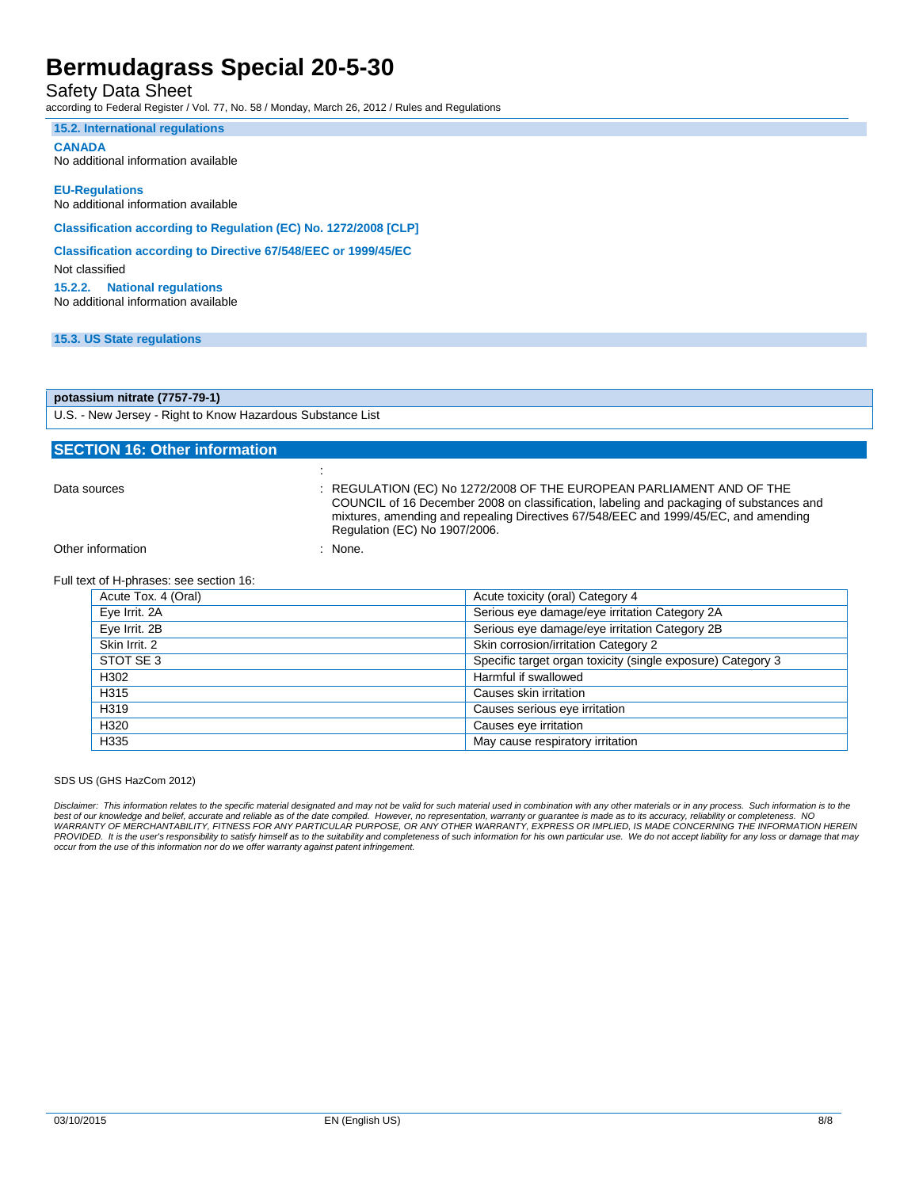### 15.2. International regulations

**CANADA**

No additional information available

**EU-Regulations**

No additional information available

**Classification according to Regulation (EC) No. 1272/2008 [CLP]**

**Classification according to Directive 67/548/EEC or 1999/45/EC**

Not classified

**15.2.2. National regulations**

No additional information available

### 15.3. US State regulations

| potassium nitrate (7757-79-1) |
|---|
| U.S. - New Jersey - Right to Know Hazardous Substance List |

## SECTION 16: Other information

| | |
|---|---|
| | : |
| Data sources | : REGULATION (EC) No 1272/2008 OF THE EUROPEAN PARLIAMENT AND OF THE COUNCIL of 16 December 2008 on classification, labeling and packaging of substances and mixtures, amending and repealing Directives 67/548/EEC and 1999/45/EC, and amending Regulation (EC) No 1907/2006. |
| Other information | : None. |

Full text of H-phrases: see section 16:

| | |
|---|---|
| Acute Tox. 4 (Oral) | Acute toxicity (oral) Category 4 |
| Eye Irrit. 2A | Serious eye damage/eye irritation Category 2A |
| Eye Irrit. 2B | Serious eye damage/eye irritation Category 2B |
| Skin Irrit. 2 | Skin corrosion/irritation Category 2 |
| STOT SE 3 | Specific target organ toxicity (single exposure) Category 3 |
| H302 | Harmful if swallowed |
| H315 | Causes skin irritation |
| H319 | Causes serious eye irritation |
| H320 | Causes eye irritation |
| H335 | May cause respiratory irritation |

SDS US (GHS HazCom 2012)

*Disclaimer: This information relates to the specific material designated and may not be valid for such material used in combination with any other materials or in any process. Such information is to the best of our knowledge and belief, accurate and reliable as of the date compiled. However, no representation, warranty or guarantee is made as to its accuracy, reliability or completeness. NO WARRANTY OF MERCHANTABILITY, FITNESS FOR ANY PARTICULAR PURPOSE, OR ANY OTHER WARRANTY, EXPRESS OR IMPLIED, IS MADE CONCERNING THE INFORMATION HEREIN PROVIDED. It is the user's responsibility to satisfy himself as to the suitability and completeness of such information for his own particular use. We do not accept liability for any loss or damage that may occur from the use of this information nor do we offer warranty against patent infringement.*